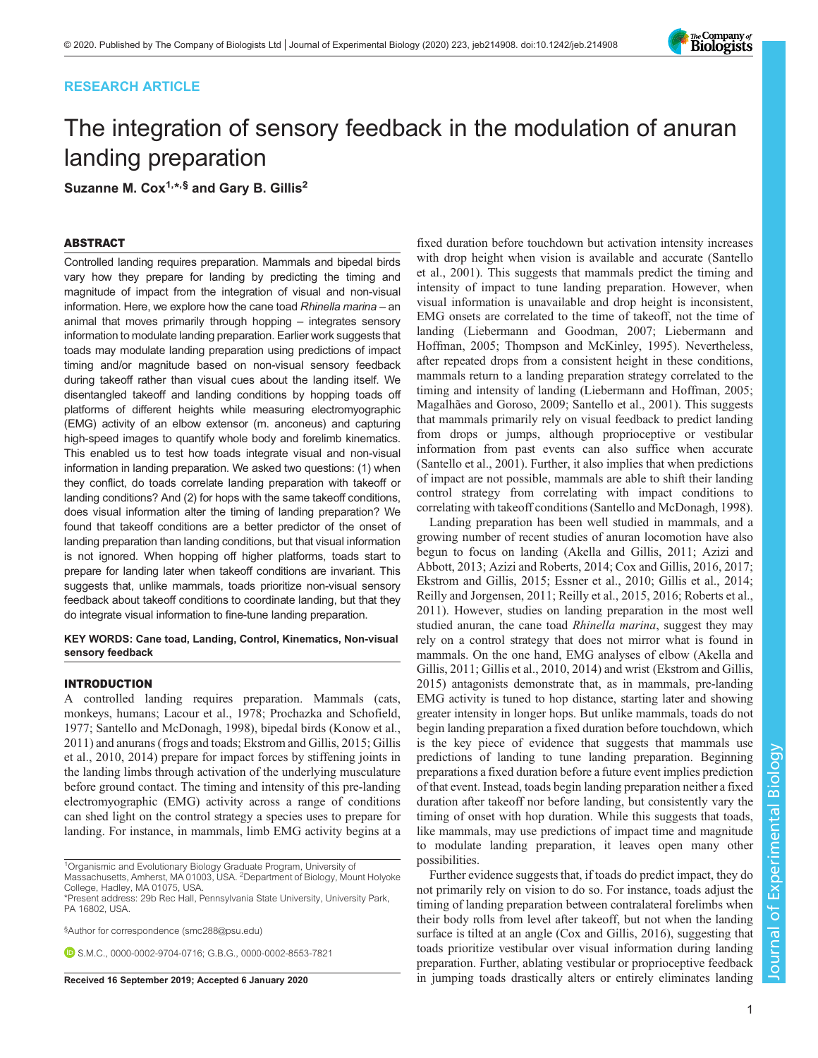RESEARCH ARTICLE

# The integration of sensory feedback in the modulation of anuran landing preparation

**Suzanne M. Cox[1,*,§] and Gary B. Gillis[2]**

## ABSTRACT

Controlled landing requires preparation. Mammals and bipedal birds vary how they prepare for landing by predicting the timing and magnitude of impact from the integration of visual and non-visual information. Here, we explore how the cane toad *Rhinella marina* – an animal that moves primarily through hopping – integrates sensory information to modulate landing preparation. Earlier work suggests that toads may modulate landing preparation using predictions of impact timing and/or magnitude based on non-visual sensory feedback during takeoff rather than visual cues about the landing itself. We disentangled takeoff and landing conditions by hopping toads off platforms of different heights while measuring electromyographic (EMG) activity of an elbow extensor (m. anconeus) and capturing high-speed images to quantify whole body and forelimb kinematics. This enabled us to test how toads integrate visual and non-visual information in landing preparation. We asked two questions: (1) when they conflict, do toads correlate landing preparation with takeoff or landing conditions? And (2) for hops with the same takeoff conditions, does visual information alter the timing of landing preparation? We found that takeoff conditions are a better predictor of the onset of landing preparation than landing conditions, but that visual information is not ignored. When hopping off higher platforms, toads start to prepare for landing later when takeoff conditions are invariant. This suggests that, unlike mammals, toads prioritize non-visual sensory feedback about takeoff conditions to coordinate landing, but that they do integrate visual information to fine-tune landing preparation.

**KEY WORDS: Cane toad, Landing, Control, Kinematics, Non-visual sensory feedback**

## INTRODUCTION

A controlled landing requires preparation. Mammals (cats, monkeys, humans; Lacour et al., 1978; Prochazka and Schofield, 1977; Santello and McDonagh, 1998), bipedal birds (Konow et al., 2011) and anurans (frogs and toads; Ekstrom and Gillis, 2015; Gillis et al., 2010, 2014) prepare for impact forces by stiffening joints in the landing limbs through activation of the underlying musculature before ground contact. The timing and intensity of this pre-landing electromyographic (EMG) activity across a range of conditions can shed light on the control strategy a species uses to prepare for landing. For instance, in mammals, limb EMG activity begins at a fixed duration before touchdown but activation intensity increases with drop height when vision is available and accurate (Santello et al., 2001). This suggests that mammals predict the timing and intensity of impact to tune landing preparation. However, when visual information is unavailable and drop height is inconsistent, EMG onsets are correlated to the time of takeoff, not the time of landing (Liebermann and Goodman, 2007; Liebermann and Hoffman, 2005; Thompson and McKinley, 1995). Nevertheless, after repeated drops from a consistent height in these conditions, mammals return to a landing preparation strategy correlated to the timing and intensity of landing (Liebermann and Hoffman, 2005; Magalhães and Goroso, 2009; Santello et al., 2001). This suggests that mammals primarily rely on visual feedback to predict landing from drops or jumps, although proprioceptive or vestibular information from past events can also suffice when accurate (Santello et al., 2001). Further, it also implies that when predictions of impact are not possible, mammals are able to shift their landing control strategy from correlating with impact conditions to correlating with takeoff conditions (Santello and McDonagh, 1998).

Landing preparation has been well studied in mammals, and a growing number of recent studies of anuran locomotion have also begun to focus on landing (Akella and Gillis, 2011; Azizi and Abbott, 2013; Azizi and Roberts, 2014; Cox and Gillis, 2016, 2017; Ekstrom and Gillis, 2015; Essner et al., 2010; Gillis et al., 2014; Reilly and Jorgensen, 2011; Reilly et al., 2015, 2016; Roberts et al., 2011). However, studies on landing preparation in the most well studied anuran, the cane toad *Rhinella marina*, suggest they may rely on a control strategy that does not mirror what is found in mammals. On the one hand, EMG analyses of elbow (Akella and Gillis, 2011; Gillis et al., 2010, 2014) and wrist (Ekstrom and Gillis, 2015) antagonists demonstrate that, as in mammals, pre-landing EMG activity is tuned to hop distance, starting later and showing greater intensity in longer hops. But unlike mammals, toads do not begin landing preparation a fixed duration before touchdown, which is the key piece of evidence that suggests that mammals use predictions of landing to tune landing preparation. Beginning preparations a fixed duration before a future event implies prediction of that event. Instead, toads begin landing preparation neither a fixed duration after takeoff nor before landing, but consistently vary the timing of onset with hop duration. While this suggests that toads, like mammals, may use predictions of impact time and magnitude to modulate landing preparation, it leaves open many other possibilities.

Further evidence suggests that, if toads do predict impact, they do not primarily rely on vision to do so. For instance, toads adjust the timing of landing preparation between contralateral forelimbs when their body rolls from level after takeoff, but not when the landing surface is tilted at an angle (Cox and Gillis, 2016), suggesting that toads prioritize vestibular over visual information during landing preparation. Further, ablating vestibular or proprioceptive feedback in jumping toads drastically alters or entirely eliminates landing

[1]Organismic and Evolutionary Biology Graduate Program, University of Massachusetts, Amherst, MA 01003, USA. [2]Department of Biology, Mount Holyoke College, Hadley, MA 01075, USA.
*Present address: 29b Rec Hall, Pennsylvania State University, University Park, PA 16802, USA.

§Author for correspondence (smc288@psu.edu)

S.M.C., 0000-0002-9704-0716; G.B.G., 0000-0002-8553-7821

**Received 16 September 2019; Accepted 6 January 2020**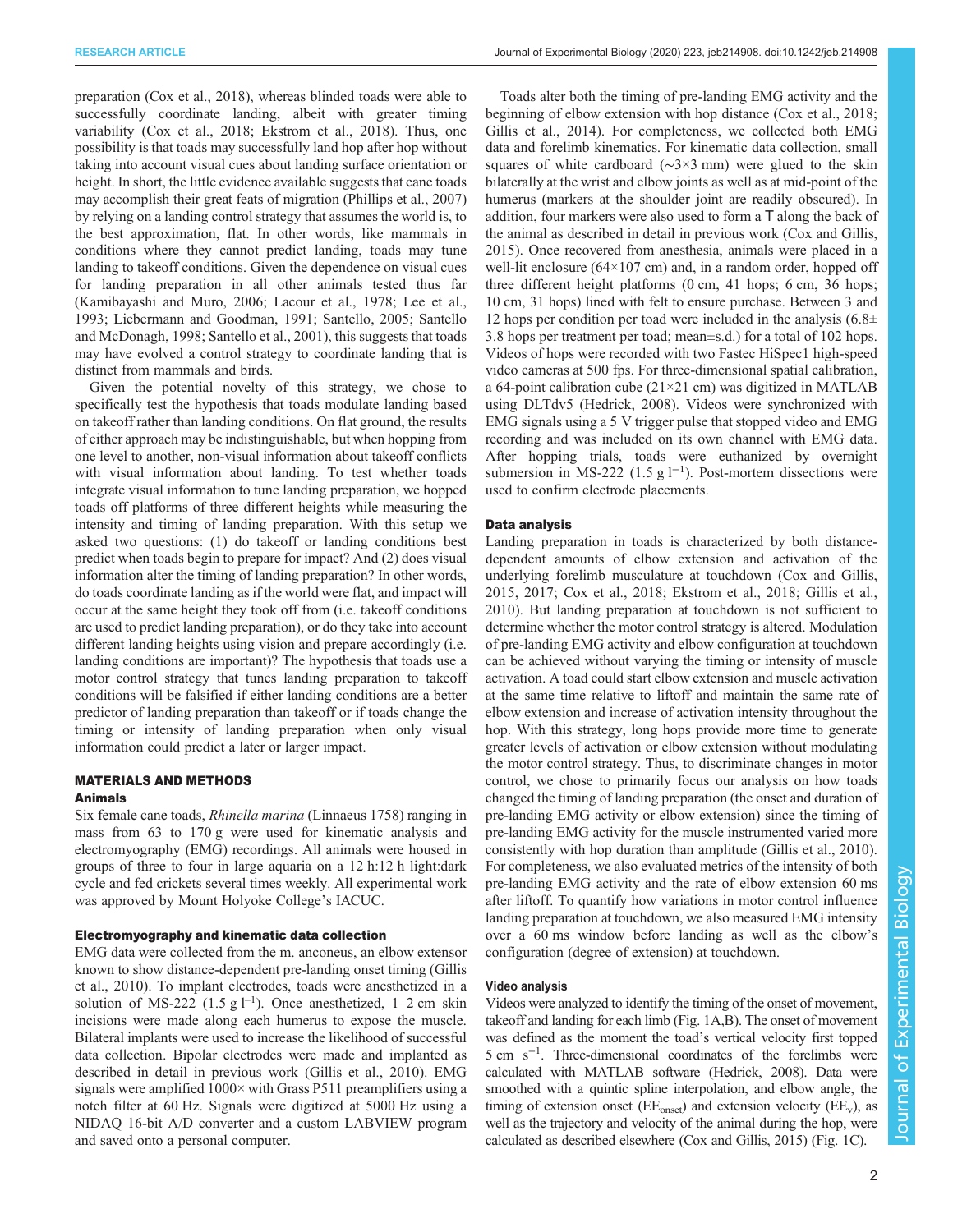preparation (Cox et al., 2018), whereas blinded toads were able to successfully coordinate landing, albeit with greater timing variability (Cox et al., 2018; Ekstrom et al., 2018). Thus, one possibility is that toads may successfully land hop after hop without taking into account visual cues about landing surface orientation or height. In short, the little evidence available suggests that cane toads may accomplish their great feats of migration (Phillips et al., 2007) by relying on a landing control strategy that assumes the world is, to the best approximation, flat. In other words, like mammals in conditions where they cannot predict landing, toads may tune landing to takeoff conditions. Given the dependence on visual cues for landing preparation in all other animals tested thus far (Kamibayashi and Muro, 2006; Lacour et al., 1978; Lee et al., 1993; Liebermann and Goodman, 1991; Santello, 2005; Santello and McDonagh, 1998; Santello et al., 2001), this suggests that toads may have evolved a control strategy to coordinate landing that is distinct from mammals and birds.

Given the potential novelty of this strategy, we chose to specifically test the hypothesis that toads modulate landing based on takeoff rather than landing conditions. On flat ground, the results of either approach may be indistinguishable, but when hopping from one level to another, non-visual information about takeoff conflicts with visual information about landing. To test whether toads integrate visual information to tune landing preparation, we hopped toads off platforms of three different heights while measuring the intensity and timing of landing preparation. With this setup we asked two questions: (1) do takeoff or landing conditions best predict when toads begin to prepare for impact? And (2) does visual information alter the timing of landing preparation? In other words, do toads coordinate landing as if the world were flat, and impact will occur at the same height they took off from (i.e. takeoff conditions are used to predict landing preparation), or do they take into account different landing heights using vision and prepare accordingly (i.e. landing conditions are important)? The hypothesis that toads use a motor control strategy that tunes landing preparation to takeoff conditions will be falsified if either landing conditions are a better predictor of landing preparation than takeoff or if toads change the timing or intensity of landing preparation when only visual information could predict a later or larger impact.

## MATERIALS AND METHODS

### Animals

Six female cane toads, *Rhinella marina* (Linnaeus 1758) ranging in mass from 63 to 170 g were used for kinematic analysis and electromyography (EMG) recordings. All animals were housed in groups of three to four in large aquaria on a 12 h:12 h light:dark cycle and fed crickets several times weekly. All experimental work was approved by Mount Holyoke College's IACUC.

### Electromyography and kinematic data collection

EMG data were collected from the m. anconeus, an elbow extensor known to show distance-dependent pre-landing onset timing (Gillis et al., 2010). To implant electrodes, toads were anesthetized in a solution of MS-222 (1.5 g $l^{-1}$). Once anesthetized, 1–2 cm skin incisions were made along each humerus to expose the muscle. Bilateral implants were used to increase the likelihood of successful data collection. Bipolar electrodes were made and implanted as described in detail in previous work (Gillis et al., 2010). EMG signals were amplified 1000× with Grass P511 preamplifiers using a notch filter at 60 Hz. Signals were digitized at 5000 Hz using a NIDAQ 16-bit A/D converter and a custom LABVIEW program and saved onto a personal computer.

Toads alter both the timing of pre-landing EMG activity and the beginning of elbow extension with hop distance (Cox et al., 2018; Gillis et al., 2014). For completeness, we collected both EMG data and forelimb kinematics. For kinematic data collection, small squares of white cardboard (∼3×3 mm) were glued to the skin bilaterally at the wrist and elbow joints as well as at mid-point of the humerus (markers at the shoulder joint are readily obscured). In addition, four markers were also used to form a T along the back of the animal as described in detail in previous work (Cox and Gillis, 2015). Once recovered from anesthesia, animals were placed in a well-lit enclosure (64×107 cm) and, in a random order, hopped off three different height platforms (0 cm, 41 hops; 6 cm, 36 hops; 10 cm, 31 hops) lined with felt to ensure purchase. Between 3 and 12 hops per condition per toad were included in the analysis (6.8±3.8 hops per treatment per toad; mean±s.d.) for a total of 102 hops. Videos of hops were recorded with two Fastec HiSpec1 high-speed video cameras at 500 fps. For three-dimensional spatial calibration, a 64-point calibration cube (21×21 cm) was digitized in MATLAB using DLTdv5 (Hedrick, 2008). Videos were synchronized with EMG signals using a 5 V trigger pulse that stopped video and EMG recording and was included on its own channel with EMG data. After hopping trials, toads were euthanized by overnight submersion in MS-222 (1.5 g $l^{-1}$). Post-mortem dissections were used to confirm electrode placements.

### Data analysis

Landing preparation in toads is characterized by both distance-dependent amounts of elbow extension and activation of the underlying forelimb musculature at touchdown (Cox and Gillis, 2015, 2017; Cox et al., 2018; Ekstrom et al., 2018; Gillis et al., 2010). But landing preparation at touchdown is not sufficient to determine whether the motor control strategy is altered. Modulation of pre-landing EMG activity and elbow configuration at touchdown can be achieved without varying the timing or intensity of muscle activation. A toad could start elbow extension and muscle activation at the same time relative to liftoff and maintain the same rate of elbow extension and increase of activation intensity throughout the hop. With this strategy, long hops provide more time to generate greater levels of activation or elbow extension without modulating the motor control strategy. Thus, to discriminate changes in motor control, we chose to primarily focus our analysis on how toads changed the timing of landing preparation (the onset and duration of pre-landing EMG activity or elbow extension) since the timing of pre-landing EMG activity for the muscle instrumented varied more consistently with hop duration than amplitude (Gillis et al., 2010). For completeness, we also evaluated metrics of the intensity of both pre-landing EMG activity and the rate of elbow extension 60 ms after liftoff. To quantify how variations in motor control influence landing preparation at touchdown, we also measured EMG intensity over a 60 ms window before landing as well as the elbow's configuration (degree of extension) at touchdown.

#### Video analysis

Videos were analyzed to identify the timing of the onset of movement, takeoff and landing for each limb (Fig. 1A,B). The onset of movement was defined as the moment the toad's vertical velocity first topped 5 cm $s^{-1}$. Three-dimensional coordinates of the forelimbs were calculated with MATLAB software (Hedrick, 2008). Data were smoothed with a quintic spline interpolation, and elbow angle, the timing of extension onset ($EE_{onset}$) and extension velocity ($EE_v$), as well as the trajectory and velocity of the animal during the hop, were calculated as described elsewhere (Cox and Gillis, 2015) (Fig. 1C).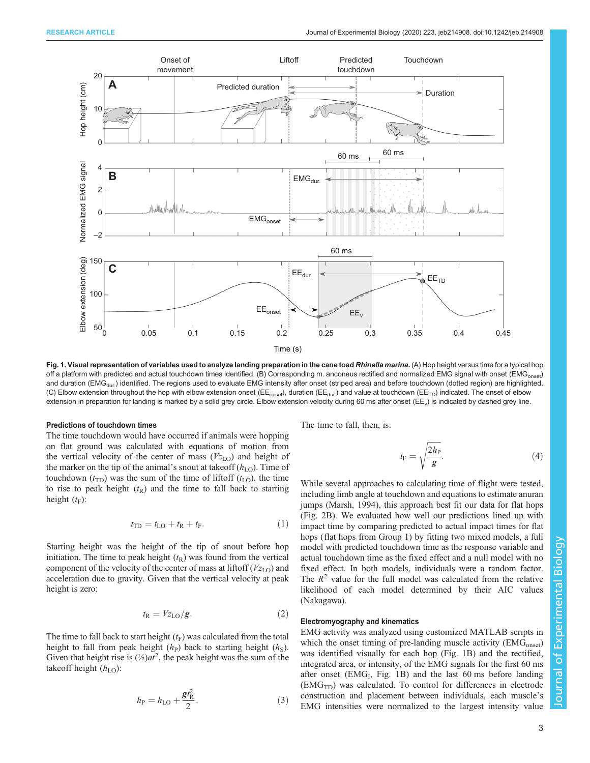**Fig. 1. Visual representation of variables used to analyze landing preparation in the cane toad *Rhinella marina*.** (A) Hop height versus time for a typical hop off a platform with predicted and actual touchdown times identified. (B) Corresponding m. anconeus rectified and normalized EMG signal with onset ($EMG_{onset}$) and duration ($EMG_{dur.}$) identified. The regions used to evaluate EMG intensity after onset (striped area) and before touchdown (dotted region) are highlighted. (C) Elbow extension throughout the hop with elbow extension onset ($EE_{onset}$), duration ($EE_{dur.}$) and value at touchdown ($EE_{TD}$) indicated. The onset of elbow extension in preparation for landing is marked by a solid grey circle. Elbow extension velocity during 60 ms after onset ($EE_v$) is indicated by dashed grey line.

#### Predictions of touchdown times

The time touchdown would have occurred if animals were hopping on flat ground was calculated with equations of motion from the vertical velocity of the center of mass ($Vz_{LO}$) and height of the marker on the tip of the animal's snout at takeoff ($h_{LO}$). Time of touchdown ($t_{TD}$) was the sum of the time of liftoff ($t_{LO}$), the time to rise to peak height ($t_R$) and the time to fall back to starting height ($t_F$):

$$t_{TD} = t_{LO} + t_R + t_F. \tag{1}$$

Starting height was the height of the tip of snout before hop initiation. The time to peak height ($t_R$) was found from the vertical component of the velocity of the center of mass at liftoff ($Vz_{LO}$) and acceleration due to gravity. Given that the vertical velocity at peak height is zero:

$$t_R = Vz_{LO}/\boldsymbol{g}. \tag{2}$$

The time to fall back to start height ($t_F$) was calculated from the total height to fall from peak height ($h_P$) back to starting height ($h_S$). Given that height rise is $(½)at^2$, the peak height was the sum of the takeoff height ($h_{LO}$):

$$h_P = h_{LO} + \frac{\boldsymbol{g}t_R^2}{2}. \tag{3}$$

The time to fall, then, is:

$$t_F = \sqrt{\frac{2h_P}{\boldsymbol{g}}}. \tag{4}$$

While several approaches to calculating time of flight were tested, including limb angle at touchdown and equations to estimate anuran jumps (Marsh, 1994), this approach best fit our data for flat hops (Fig. 2B). We evaluated how well our predictions lined up with impact time by comparing predicted to actual impact times for flat hops (flat hops from Group 1) by fitting two mixed models, a full model with predicted touchdown time as the response variable and actual touchdown time as the fixed effect and a null model with no fixed effect. In both models, individuals were a random factor. The $R^2$ value for the full model was calculated from the relative likelihood of each model determined by their AIC values (Nakagawa).

#### Electromyography and kinematics

EMG activity was analyzed using customized MATLAB scripts in which the onset timing of pre-landing muscle activity ($EMG_{onset}$) was identified visually for each hop (Fig. 1B) and the rectified, integrated area, or intensity, of the EMG signals for the first 60 ms after onset ($EMG_I$, Fig. 1B) and the last 60 ms before landing ($EMG_{TD}$) was calculated. To control for differences in electrode construction and placement between individuals, each muscle's EMG intensities were normalized to the largest intensity value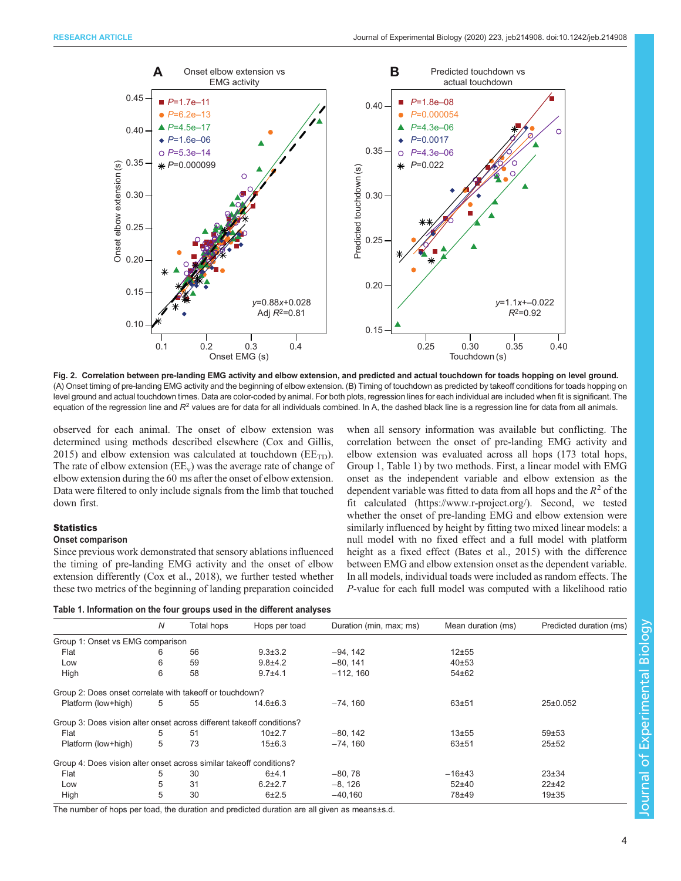Fig. 2. **Correlation between pre-landing EMG activity and elbow extension, and predicted and actual touchdown for toads hopping on level ground.** (A) Onset timing of pre-landing EMG activity and the beginning of elbow extension. (B) Timing of touchdown as predicted by takeoff conditions for toads hopping on level ground and actual touchdown times. Data are color-coded by animal. For both plots, regression lines for each individual are included when fit is significant. The equation of the regression line and $R^2$ values are for data for all individuals combined. In A, the dashed black line is a regression line for data from all animals.

observed for each animal. The onset of elbow extension was determined using methods described elsewhere (Cox and Gillis, 2015) and elbow extension was calculated at touchdown ($EE_{TD}$). The rate of elbow extension ($EE_v$) was the average rate of change of elbow extension during the 60 ms after the onset of elbow extension. Data were filtered to only include signals from the limb that touched down first.

## Statistics

### Onset comparison

Since previous work demonstrated that sensory ablations influenced the timing of pre-landing EMG activity and the onset of elbow extension differently (Cox et al., 2018), we further tested whether these two metrics of the beginning of landing preparation coincided when all sensory information was available but conflicting. The correlation between the onset of pre-landing EMG activity and elbow extension was evaluated across all hops (173 total hops, Group 1, Table 1) by two methods. First, a linear model with EMG onset as the independent variable and elbow extension as the dependent variable was fitted to data from all hops and the $R^2$ of the fit calculated (https://www.r-project.org/). Second, we tested whether the onset of pre-landing EMG and elbow extension were similarly influenced by height by fitting two mixed linear models: a null model with no fixed effect and a full model with platform height as a fixed effect (Bates et al., 2015) with the difference between EMG and elbow extension onset as the dependent variable. In all models, individual toads were included as random effects. The *P*-value for each full model was computed with a likelihood ratio

**Table 1. Information on the four groups used in the different analyses**

| | *N* | Total hops | Hops per toad | Duration (min, max; ms) | Mean duration (ms) | Predicted duration (ms) |
|---|---|---|---|---|---|---|
| Group 1: Onset vs EMG comparison | | | | | | |
| Flat | 6 | 56 | 9.3±3.2 | −94, 142 | 12±55 | |
| Low | 6 | 59 | 9.8±4.2 | −80, 141 | 40±53 | |
| High | 6 | 58 | 9.7±4.1 | −112, 160 | 54±62 | |
| Group 2: Does onset correlate with takeoff or touchdown? | | | | | | |
| Platform (low+high) | 5 | 55 | 14.6±6.3 | −74, 160 | 63±51 | 25±0.052 |
| Group 3: Does vision alter onset across different takeoff conditions? | | | | | | |
| Flat | 5 | 51 | 10±2.7 | −80, 142 | 13±55 | 59±53 |
| Platform (low+high) | 5 | 73 | 15±6.3 | −74, 160 | 63±51 | 25±52 |
| Group 4: Does vision alter onset across similar takeoff conditions? | | | | | | |
| Flat | 5 | 30 | 6±4.1 | −80, 78 | −16±43 | 23±34 |
| Low | 5 | 31 | 6.2±2.7 | −8, 126 | 52±40 | 22±42 |
| High | 5 | 30 | 6±2.5 | −40,160 | 78±49 | 19±35 |

The number of hops per toad, the duration and predicted duration are all given as means±s.d.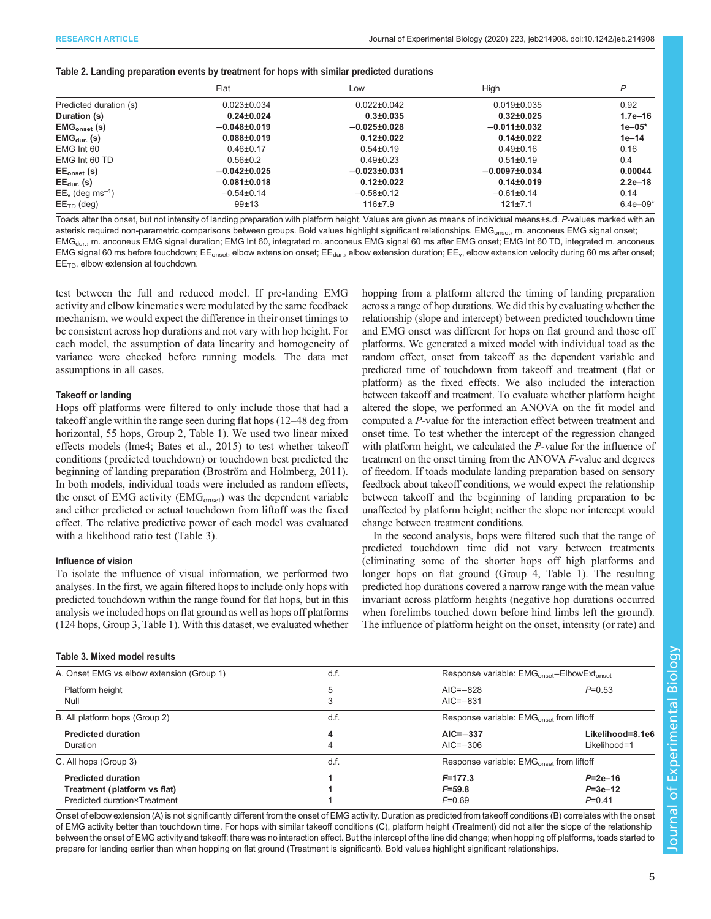**Table 2. Landing preparation events by treatment for hops with similar predicted durations**

| | Flat | Low | High | *P* |
|---|---|---|---|---|
| Predicted duration (s) | 0.023±0.034 | 0.022±0.042 | 0.019±0.035 | 0.92 |
| **Duration (s)** | **0.24±0.024** | **0.3±0.035** | **0.32±0.025** | **1.7e–16** |
| **$EMG_{onset}$ (s)** | **−0.048±0.019** | **−0.025±0.028** | **−0.011±0.032** | **1e–05*** |
| **$EMG_{dur.}$ (s)** | **0.088±0.019** | **0.12±0.022** | **0.14±0.022** | **1e–14** |
| EMG Int 60 | 0.46±0.17 | 0.54±0.19 | 0.49±0.16 | 0.16 |
| EMG Int 60 TD | 0.56±0.2 | 0.49±0.23 | 0.51±0.19 | 0.4 |
| **$EE_{onset}$ (s)** | **−0.042±0.025** | **−0.023±0.031** | **−0.0097±0.034** | **0.00044** |
| **$EE_{dur.}$ (s)** | **0.081±0.018** | **0.12±0.022** | **0.14±0.019** | **2.2e–18** |
| $EE_v$ (deg $ms^{-1}$) | −0.54±0.14 | −0.58±0.12 | −0.61±0.14 | 0.14 |
| $EE_{TD}$ (deg) | 99±13 | 116±7.9 | 121±7.1 | 6.4e–09* |

Toads alter the onset, but not intensity of landing preparation with platform height. Values are given as means of individual means±s.d. *P*-values marked with an asterisk required non-parametric comparisons between groups. Bold values highlight significant relationships. $EMG_{onset}$, m. anconeus EMG signal onset; $EMG_{dur.}$, m. anconeus EMG signal duration; EMG Int 60, integrated m. anconeus EMG signal 60 ms after EMG onset; EMG Int 60 TD, integrated m. anconeus EMG signal 60 ms before touchdown; $EE_{onset}$, elbow extension onset; $EE_{dur.}$, elbow extension duration; $EE_v$, elbow extension velocity during 60 ms after onset; $EE_{TD}$, elbow extension at touchdown.

test between the full and reduced model. If pre-landing EMG activity and elbow kinematics were modulated by the same feedback mechanism, we would expect the difference in their onset timings to be consistent across hop durations and not vary with hop height. For each model, the assumption of data linearity and homogeneity of variance were checked before running models. The data met assumptions in all cases.

### Takeoff or landing

Hops off platforms were filtered to only include those that had a takeoff angle within the range seen during flat hops (12–48 deg from horizontal, 55 hops, Group 2, Table 1). We used two linear mixed effects models (lme4; Bates et al., 2015) to test whether takeoff conditions (predicted touchdown) or touchdown best predicted the beginning of landing preparation (Broström and Holmberg, 2011). In both models, individual toads were included as random effects, the onset of EMG activity ($EMG_{onset}$) was the dependent variable and either predicted or actual touchdown from liftoff was the fixed effect. The relative predictive power of each model was evaluated with a likelihood ratio test (Table 3).

### Influence of vision

To isolate the influence of visual information, we performed two analyses. In the first, we again filtered hops to include only hops with predicted touchdown within the range found for flat hops, but in this analysis we included hops on flat ground as well as hops off platforms (124 hops, Group 3, Table 1). With this dataset, we evaluated whether hopping from a platform altered the timing of landing preparation across a range of hop durations. We did this by evaluating whether the relationship (slope and intercept) between predicted touchdown time and EMG onset was different for hops on flat ground and those off platforms. We generated a mixed model with individual toad as the random effect, onset from takeoff as the dependent variable and predicted time of touchdown from takeoff and treatment (flat or platform) as the fixed effects. We also included the interaction between takeoff and treatment. To evaluate whether platform height altered the slope, we performed an ANOVA on the fit model and computed a *P*-value for the interaction effect between treatment and onset time. To test whether the intercept of the regression changed with platform height, we calculated the *P*-value for the influence of treatment on the onset timing from the ANOVA *F*-value and degrees of freedom. If toads modulate landing preparation based on sensory feedback about takeoff conditions, we would expect the relationship between takeoff and the beginning of landing preparation to be unaffected by platform height; neither the slope nor intercept would change between treatment conditions.

In the second analysis, hops were filtered such that the range of predicted touchdown time did not vary between treatments (eliminating some of the shorter hops off high platforms and longer hops on flat ground (Group 4, Table 1). The resulting predicted hop durations covered a narrow range with the mean value invariant across platform heights (negative hop durations occurred when forelimbs touched down before hind limbs left the ground). The influence of platform height on the onset, intensity (or rate) and

**Table 3. Mixed model results**

| A. Onset EMG vs elbow extension (Group 1) | d.f. | Response variable: $EMG_{onset}$–$ElbowExt_{onset}$ | |
|---|---|---|---|
| Platform height | 5 | AIC=−828 | *P*=0.53 |
| Null | 3 | AIC=−831 | |
| **B. All platform hops (Group 2)** | **d.f.** | **Response variable: $EMG_{onset}$ from liftoff** | |
| **Predicted duration** | **4** | **AIC=−337** | **Likelihood=8.1e6** |
| Duration | 4 | AIC=−306 | Likelihood=1 |
| **C. All hops (Group 3)** | **d.f.** | **Response variable: $EMG_{onset}$ from liftoff** | |
| **Predicted duration** | **1** | ***F*=177.3** | ***P*=2e–16** |
| **Treatment (platform vs flat)** | **1** | ***F*=59.8** | ***P*=3e–12** |
| Predicted duration×Treatment | 1 | *F*=0.69 | *P*=0.41 |

Onset of elbow extension (A) is not significantly different from the onset of EMG activity. Duration as predicted from takeoff conditions (B) correlates with the onset of EMG activity better than touchdown time. For hops with similar takeoff conditions (C), platform height (Treatment) did not alter the slope of the relationship between the onset of EMG activity and takeoff; there was no interaction effect. But the intercept of the line did change; when hopping off platforms, toads started to prepare for landing earlier than when hopping on flat ground (Treatment is significant). Bold values highlight significant relationships.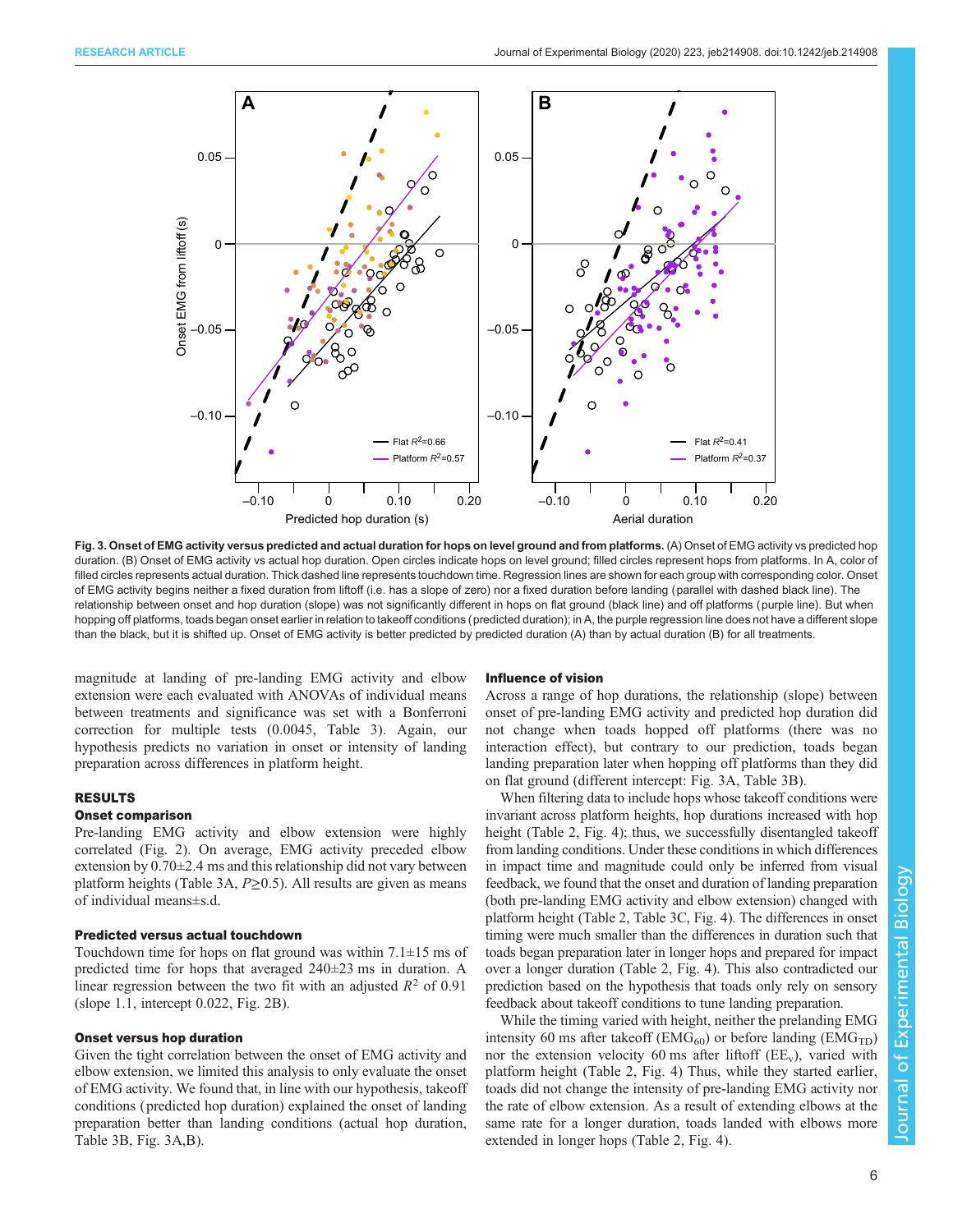Fig. 3. Onset of EMG activity versus predicted and actual duration for hops on level ground and from platforms. (A) Onset of EMG activity vs predicted hop duration. (B) Onset of EMG activity vs actual hop duration. Open circles indicate hops on level ground; filled circles represent hops from platforms. In A, color of filled circles represents actual duration. Thick dashed line represents touchdown time. Regression lines are shown for each group with corresponding color. Onset of EMG activity begins neither a fixed duration from liftoff (i.e. has a slope of zero) nor a fixed duration before landing (parallel with dashed black line). The relationship between onset and hop duration (slope) was not significantly different in hops on flat ground (black line) and off platforms (purple line). But when hopping off platforms, toads began onset earlier in relation to takeoff conditions (predicted duration); in A, the purple regression line does not have a different slope than the black, but it is shifted up. Onset of EMG activity is better predicted by predicted duration (A) than by actual duration (B) for all treatments.

magnitude at landing of pre-landing EMG activity and elbow extension were each evaluated with ANOVAs of individual means between treatments and significance was set with a Bonferroni correction for multiple tests (0.0045, Table 3). Again, our hypothesis predicts no variation in onset or intensity of landing preparation across differences in platform height.

## RESULTS

### Onset comparison

Pre-landing EMG activity and elbow extension were highly correlated (Fig. 2). On average, EMG activity preceded elbow extension by 0.70±2.4 ms and this relationship did not vary between platform heights (Table 3A, $P \geq 0.5$). All results are given as means of individual means±s.d.

### Predicted versus actual touchdown

Touchdown time for hops on flat ground was within 7.1±15 ms of predicted time for hops that averaged 240±23 ms in duration. A linear regression between the two fit with an adjusted $R^2$ of 0.91 (slope 1.1, intercept 0.022, Fig. 2B).

### Onset versus hop duration

Given the tight correlation between the onset of EMG activity and elbow extension, we limited this analysis to only evaluate the onset of EMG activity. We found that, in line with our hypothesis, takeoff conditions (predicted hop duration) explained the onset of landing preparation better than landing conditions (actual hop duration, Table 3B, Fig. 3A,B).

### Influence of vision

Across a range of hop durations, the relationship (slope) between onset of pre-landing EMG activity and predicted hop duration did not change when toads hopped off platforms (there was no interaction effect), but contrary to our prediction, toads began landing preparation later when hopping off platforms than they did on flat ground (different intercept: Fig. 3A, Table 3B).

When filtering data to include hops whose takeoff conditions were invariant across platform heights, hop durations increased with hop height (Table 2, Fig. 4); thus, we successfully disentangled takeoff from landing conditions. Under these conditions in which differences in impact time and magnitude could only be inferred from visual feedback, we found that the onset and duration of landing preparation (both pre-landing EMG activity and elbow extension) changed with platform height (Table 2, Table 3C, Fig. 4). The differences in onset timing were much smaller than the differences in duration such that toads began preparation later in longer hops and prepared for impact over a longer duration (Table 2, Fig. 4). This also contradicted our prediction based on the hypothesis that toads only rely on sensory feedback about takeoff conditions to tune landing preparation.

While the timing varied with height, neither the prelanding EMG intensity 60 ms after takeoff ($EMG_{60}$) or before landing ($EMG_{TD}$) nor the extension velocity 60 ms after liftoff ($EE_v$), varied with platform height (Table 2, Fig. 4) Thus, while they started earlier, toads did not change the intensity of pre-landing EMG activity nor the rate of elbow extension. As a result of extending elbows at the same rate for a longer duration, toads landed with elbows more extended in longer hops (Table 2, Fig. 4).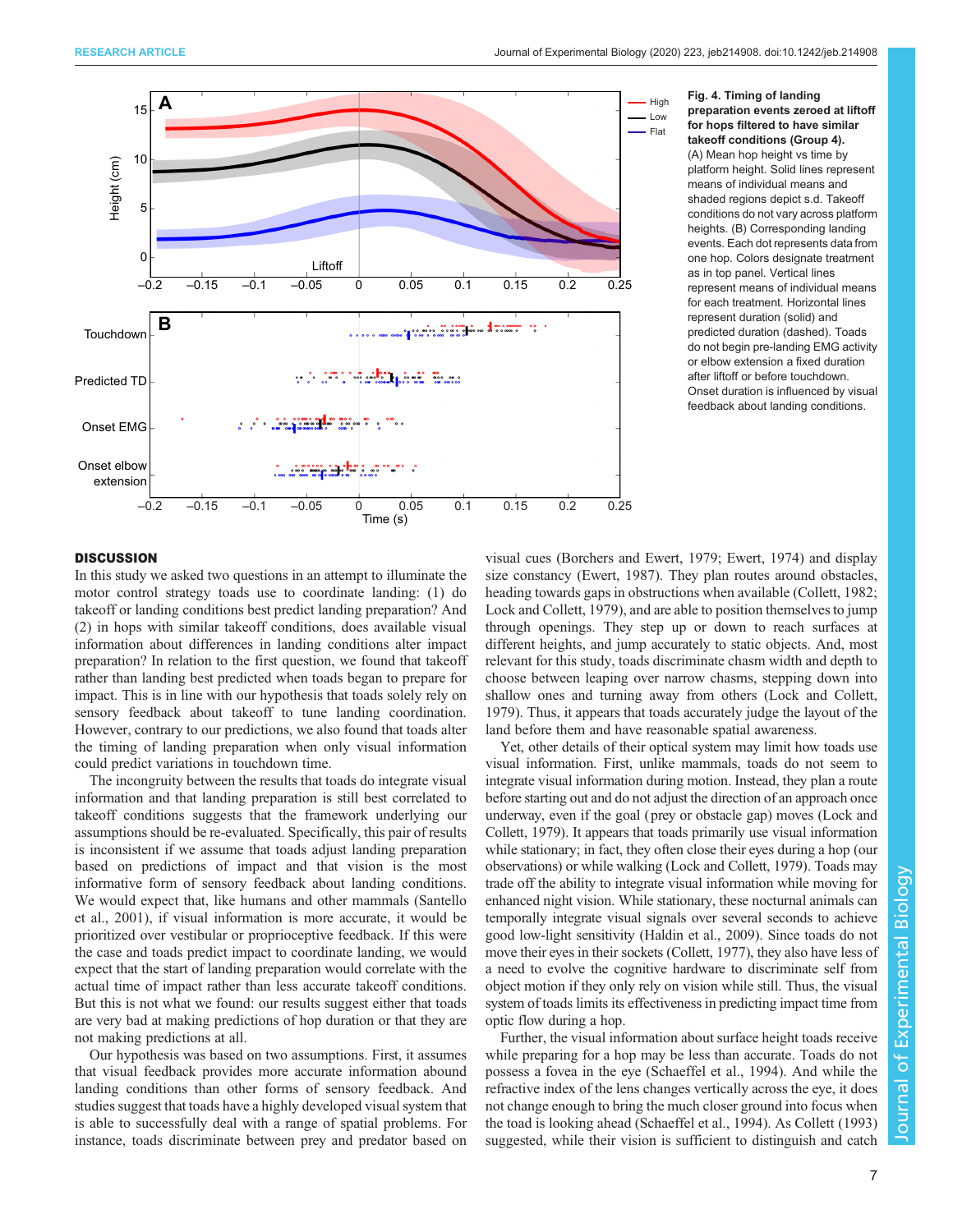**Fig. 4. Timing of landing preparation events zeroed at liftoff for hops filtered to have similar takeoff conditions (Group 4).** (A) Mean hop height vs time by platform height. Solid lines represent means of individual means and shaded regions depict s.d. Takeoff conditions do not vary across platform heights. (B) Corresponding landing events. Each dot represents data from one hop. Colors designate treatment as in top panel. Vertical lines represent means of individual means for each treatment. Horizontal lines represent duration (solid) and predicted duration (dashed). Toads do not begin pre-landing EMG activity or elbow extension a fixed duration after liftoff or before touchdown. Onset duration is influenced by visual feedback about landing conditions.

## DISCUSSION

In this study we asked two questions in an attempt to illuminate the motor control strategy toads use to coordinate landing: (1) do takeoff or landing conditions best predict landing preparation? And (2) in hops with similar takeoff conditions, does available visual information about differences in landing conditions alter impact preparation? In relation to the first question, we found that takeoff rather than landing best predicted when toads began to prepare for impact. This is in line with our hypothesis that toads solely rely on sensory feedback about takeoff to tune landing coordination. However, contrary to our predictions, we also found that toads alter the timing of landing preparation when only visual information could predict variations in touchdown time.

The incongruity between the results that toads do integrate visual information and that landing preparation is still best correlated to takeoff conditions suggests that the framework underlying our assumptions should be re-evaluated. Specifically, this pair of results is inconsistent if we assume that toads adjust landing preparation based on predictions of impact and that vision is the most informative form of sensory feedback about landing conditions. We would expect that, like humans and other mammals (Santello et al., 2001), if visual information is more accurate, it would be prioritized over vestibular or proprioceptive feedback. If this were the case and toads predict impact to coordinate landing, we would expect that the start of landing preparation would correlate with the actual time of impact rather than less accurate takeoff conditions. But this is not what we found: our results suggest either that toads are very bad at making predictions of hop duration or that they are not making predictions at all.

Our hypothesis was based on two assumptions. First, it assumes that visual feedback provides more accurate information abound landing conditions than other forms of sensory feedback. And studies suggest that toads have a highly developed visual system that is able to successfully deal with a range of spatial problems. For instance, toads discriminate between prey and predator based on visual cues (Borchers and Ewert, 1979; Ewert, 1974) and display size constancy (Ewert, 1987). They plan routes around obstacles, heading towards gaps in obstructions when available (Collett, 1982; Lock and Collett, 1979), and are able to position themselves to jump through openings. They step up or down to reach surfaces at different heights, and jump accurately to static objects. And, most relevant for this study, toads discriminate chasm width and depth to choose between leaping over narrow chasms, stepping down into shallow ones and turning away from others (Lock and Collett, 1979). Thus, it appears that toads accurately judge the layout of the land before them and have reasonable spatial awareness.

Yet, other details of their optical system may limit how toads use visual information. First, unlike mammals, toads do not seem to integrate visual information during motion. Instead, they plan a route before starting out and do not adjust the direction of an approach once underway, even if the goal (prey or obstacle gap) moves (Lock and Collett, 1979). It appears that toads primarily use visual information while stationary; in fact, they often close their eyes during a hop (our observations) or while walking (Lock and Collett, 1979). Toads may trade off the ability to integrate visual information while moving for enhanced night vision. While stationary, these nocturnal animals can temporally integrate visual signals over several seconds to achieve good low-light sensitivity (Haldin et al., 2009). Since toads do not move their eyes in their sockets (Collett, 1977), they also have less of a need to evolve the cognitive hardware to discriminate self from object motion if they only rely on vision while still. Thus, the visual system of toads limits its effectiveness in predicting impact time from optic flow during a hop.

Further, the visual information about surface height toads receive while preparing for a hop may be less than accurate. Toads do not possess a fovea in the eye (Schaeffel et al., 1994). And while the refractive index of the lens changes vertically across the eye, it does not change enough to bring the much closer ground into focus when the toad is looking ahead (Schaeffel et al., 1994). As Collett (1993) suggested, while their vision is sufficient to distinguish and catch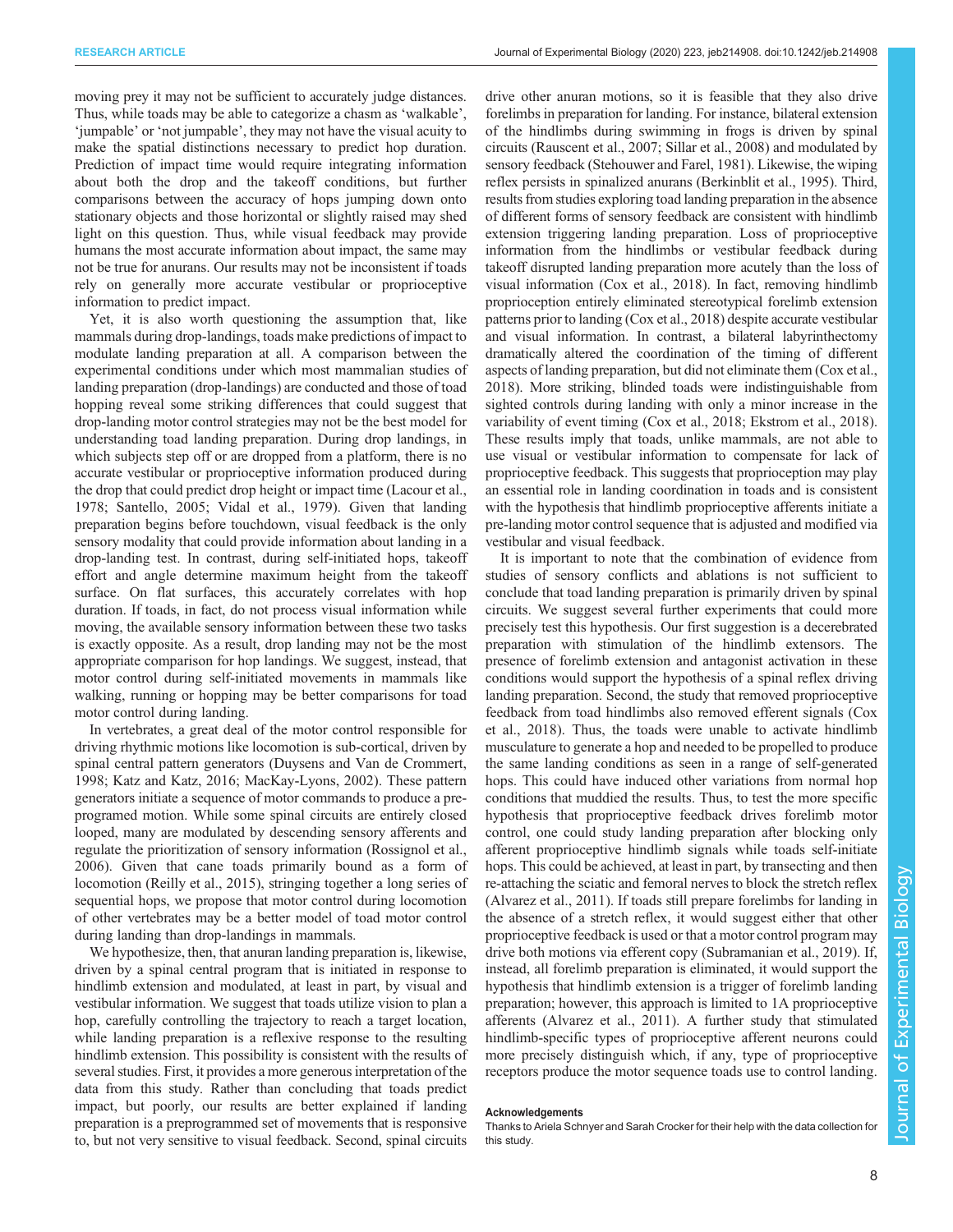moving prey it may not be sufficient to accurately judge distances. Thus, while toads may be able to categorize a chasm as 'walkable', 'jumpable' or 'not jumpable', they may not have the visual acuity to make the spatial distinctions necessary to predict hop duration. Prediction of impact time would require integrating information about both the drop and the takeoff conditions, but further comparisons between the accuracy of hops jumping down onto stationary objects and those horizontal or slightly raised may shed light on this question. Thus, while visual feedback may provide humans the most accurate information about impact, the same may not be true for anurans. Our results may not be inconsistent if toads rely on generally more accurate vestibular or proprioceptive information to predict impact.

Yet, it is also worth questioning the assumption that, like mammals during drop-landings, toads make predictions of impact to modulate landing preparation at all. A comparison between the experimental conditions under which most mammalian studies of landing preparation (drop-landings) are conducted and those of toad hopping reveal some striking differences that could suggest that drop-landing motor control strategies may not be the best model for understanding toad landing preparation. During drop landings, in which subjects step off or are dropped from a platform, there is no accurate vestibular or proprioceptive information produced during the drop that could predict drop height or impact time (Lacour et al., 1978; Santello, 2005; Vidal et al., 1979). Given that landing preparation begins before touchdown, visual feedback is the only sensory modality that could provide information about landing in a drop-landing test. In contrast, during self-initiated hops, takeoff effort and angle determine maximum height from the takeoff surface. On flat surfaces, this accurately correlates with hop duration. If toads, in fact, do not process visual information while moving, the available sensory information between these two tasks is exactly opposite. As a result, drop landing may not be the most appropriate comparison for hop landings. We suggest, instead, that motor control during self-initiated movements in mammals like walking, running or hopping may be better comparisons for toad motor control during landing.

In vertebrates, a great deal of the motor control responsible for driving rhythmic motions like locomotion is sub-cortical, driven by spinal central pattern generators (Duysens and Van de Crommert, 1998; Katz and Katz, 2016; MacKay-Lyons, 2002). These pattern generators initiate a sequence of motor commands to produce a pre-programed motion. While some spinal circuits are entirely closed looped, many are modulated by descending sensory afferents and regulate the prioritization of sensory information (Rossignol et al., 2006). Given that cane toads primarily bound as a form of locomotion (Reilly et al., 2015), stringing together a long series of sequential hops, we propose that motor control during locomotion of other vertebrates may be a better model of toad motor control during landing than drop-landings in mammals.

We hypothesize, then, that anuran landing preparation is, likewise, driven by a spinal central program that is initiated in response to hindlimb extension and modulated, at least in part, by visual and vestibular information. We suggest that toads utilize vision to plan a hop, carefully controlling the trajectory to reach a target location, while landing preparation is a reflexive response to the resulting hindlimb extension. This possibility is consistent with the results of several studies. First, it provides a more generous interpretation of the data from this study. Rather than concluding that toads predict impact, but poorly, our results are better explained if landing preparation is a preprogrammed set of movements that is responsive to, but not very sensitive to visual feedback. Second, spinal circuits drive other anuran motions, so it is feasible that they also drive forelimbs in preparation for landing. For instance, bilateral extension of the hindlimbs during swimming in frogs is driven by spinal circuits (Rauscent et al., 2007; Sillar et al., 2008) and modulated by sensory feedback (Stehouwer and Farel, 1981). Likewise, the wiping reflex persists in spinalized anurans (Berkinblit et al., 1995). Third, results from studies exploring toad landing preparation in the absence of different forms of sensory feedback are consistent with hindlimb extension triggering landing preparation. Loss of proprioceptive information from the hindlimbs or vestibular feedback during takeoff disrupted landing preparation more acutely than the loss of visual information (Cox et al., 2018). In fact, removing hindlimb proprioception entirely eliminated stereotypical forelimb extension patterns prior to landing (Cox et al., 2018) despite accurate vestibular and visual information. In contrast, a bilateral labyrinthectomy dramatically altered the coordination of the timing of different aspects of landing preparation, but did not eliminate them (Cox et al., 2018). More striking, blinded toads were indistinguishable from sighted controls during landing with only a minor increase in the variability of event timing (Cox et al., 2018; Ekstrom et al., 2018). These results imply that toads, unlike mammals, are not able to use visual or vestibular information to compensate for lack of proprioceptive feedback. This suggests that proprioception may play an essential role in landing coordination in toads and is consistent with the hypothesis that hindlimb proprioceptive afferents initiate a pre-landing motor control sequence that is adjusted and modified via vestibular and visual feedback.

It is important to note that the combination of evidence from studies of sensory conflicts and ablations is not sufficient to conclude that toad landing preparation is primarily driven by spinal circuits. We suggest several further experiments that could more precisely test this hypothesis. Our first suggestion is a decerebrated preparation with stimulation of the hindlimb extensors. The presence of forelimb extension and antagonist activation in these conditions would support the hypothesis of a spinal reflex driving landing preparation. Second, the study that removed proprioceptive feedback from toad hindlimbs also removed efferent signals (Cox et al., 2018). Thus, the toads were unable to activate hindlimb musculature to generate a hop and needed to be propelled to produce the same landing conditions as seen in a range of self-generated hops. This could have induced other variations from normal hop conditions that muddied the results. Thus, to test the more specific hypothesis that proprioceptive feedback drives forelimb motor control, one could study landing preparation after blocking only afferent proprioceptive hindlimb signals while toads self-initiate hops. This could be achieved, at least in part, by transecting and then re-attaching the sciatic and femoral nerves to block the stretch reflex (Alvarez et al., 2011). If toads still prepare forelimbs for landing in the absence of a stretch reflex, it would suggest either that other proprioceptive feedback is used or that a motor control program may drive both motions via efferent copy (Subramanian et al., 2019). If, instead, all forelimb preparation is eliminated, it would support the hypothesis that hindlimb extension is a trigger of forelimb landing preparation; however, this approach is limited to 1A proprioceptive afferents (Alvarez et al., 2011). A further study that stimulated hindlimb-specific types of proprioceptive afferent neurons could more precisely distinguish which, if any, type of proprioceptive receptors produce the motor sequence toads use to control landing.

#### Acknowledgements

Thanks to Ariela Schnyer and Sarah Crocker for their help with the data collection for this study.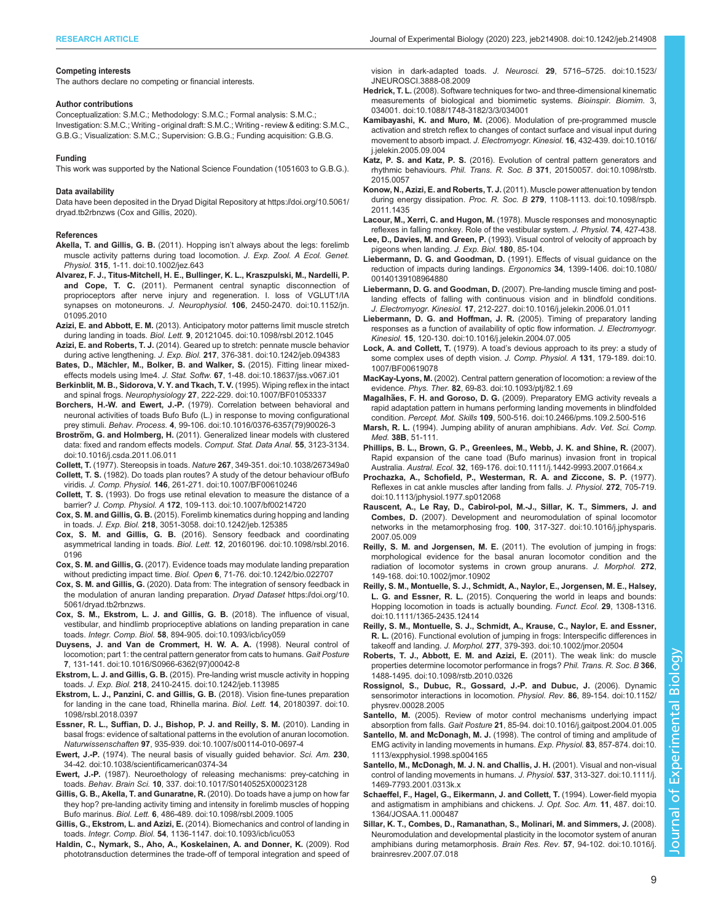**Competing interests**

The authors declare no competing or financial interests.

**Author contributions**

Conceptualization: S.M.C.; Methodology: S.M.C.; Formal analysis: S.M.C.; Investigation: S.M.C.; Writing - original draft: S.M.C.; Writing - review & editing: S.M.C., G.B.G.; Visualization: S.M.C.; Supervision: G.B.G.; Funding acquisition: G.B.G.

**Funding**

This work was supported by the National Science Foundation (1051603 to G.B.G.).

**Data availability**

Data have been deposited in the Dryad Digital Repository at https://doi.org/10.5061/dryad.tb2rbnzws (Cox and Gillis, 2020).

**References**

**Akella, T. and Gillis, G. B.** (2011). Hopping isn't always about the legs: forelimb muscle activity patterns during toad locomotion. *J. Exp. Zool. A Ecol. Genet. Physiol.* **315**, 1-11. doi:10.1002/jez.643

**Alvarez, F. J., Titus-Mitchell, H. E., Bullinger, K. L., Kraszpulski, M., Nardelli, P. and Cope, T. C.** (2011). Permanent central synaptic disconnection of proprioceptors after nerve injury and regeneration. I. loss of VGLUT1/IA synapses on motoneurons. *J. Neurophysiol.* **106**, 2450-2470. doi:10.1152/jn.01095.2010

**Azizi, E. and Abbott, E. M.** (2013). Anticipatory motor patterns limit muscle stretch during landing in toads. *Biol. Lett.* **9**, 20121045. doi:10.1098/rsbl.2012.1045

**Azizi, E. and Roberts, T. J.** (2014). Geared up to stretch: pennate muscle behavior during active lengthening. *J. Exp. Biol.* **217**, 376-381. doi:10.1242/jeb.094383

**Bates, D., Mächler, M., Bolker, B. and Walker, S.** (2015). Fitting linear mixed-effects models using lme4. *J. Stat. Softw.* **67**, 1-48. doi:10.18637/jss.v067.i01

**Berkinblit, M. B., Sidorova, V. Y. and Tkach, T. V.** (1995). Wiping reflex in the intact and spinal frogs. *Neurophysiology* **27**, 222-229. doi:10.1007/BF01053337

**Borchers, H.-W. and Ewert, J.-P.** (1979). Correlation between behavioral and neuronal activities of toads Bufo Bufo (L.) in response to moving configurational prey stimuli. *Behav. Process.* **4**, 99-106. doi:10.1016/0376-6357(79)90026-3

**Broström, G. and Holmberg, H.** (2011). Generalized linear models with clustered data: fixed and random effects models. *Comput. Stat. Data Anal.* **55**, 3123-3134. doi:10.1016/j.csda.2011.06.011

**Collett, T.** (1977). Stereopsis in toads. *Nature* **267**, 349-351. doi:10.1038/267349a0

**Collett, T. S.** (1982). Do toads plan routes? A study of the detour behaviour ofBufo viridis. *J. Comp. Physiol.* **146**, 261-271. doi:10.1007/BF00610246

**Collett, T. S.** (1993). Do frogs use retinal elevation to measure the distance of a barrier? *J. Comp. Physiol. A* **172**, 109-113. doi:10.1007/bf00214720

**Cox, S. M. and Gillis, G. B.** (2015). Forelimb kinematics during hopping and landing in toads. *J. Exp. Biol.* **218**, 3051-3058. doi:10.1242/jeb.125385

**Cox, S. M. and Gillis, G. B.** (2016). Sensory feedback and coordinating asymmetrical landing in toads. *Biol. Lett.* **12**, 20160196. doi:10.1098/rsbl.2016.0196

**Cox, S. M. and Gillis, G.** (2017). Evidence toads may modulate landing preparation without predicting impact time. *Biol. Open* **6**, 71-76. doi:10.1242/bio.022707

**Cox, S. M. and Gillis, G.** (2020). Data from: The integration of sensory feedback in the modulation of anuran landing preparation. *Dryad Dataset* https://doi.org/10.5061/dryad.tb2rbnzws.

**Cox, S. M., Ekstrom, L. J. and Gillis, G. B.** (2018). The influence of visual, vestibular, and hindlimb proprioceptive ablations on landing preparation in cane toads. *Integr. Comp. Biol.* **58**, 894-905. doi:10.1093/icb/icy059

**Duysens, J. and Van de Crommert, H. W. A. A.** (1998). Neural control of locomotion; part 1: the central pattern generator from cats to humans. *Gait Posture* **7**, 131-141. doi:10.1016/S0966-6362(97)00042-8

**Ekstrom, L. J. and Gillis, G. B.** (2015). Pre-landing wrist muscle activity in hopping toads. *J. Exp. Biol.* **218**, 2410-2415. doi:10.1242/jeb.113985

**Ekstrom, L. J., Panzini, C. and Gillis, G. B.** (2018). Vision fine-tunes preparation for landing in the cane toad, Rhinella marina. *Biol. Lett.* **14**, 20180397. doi:10.1098/rsbl.2018.0397

**Essner, R. L., Suffian, D. J., Bishop, P. J. and Reilly, S. M.** (2010). Landing in basal frogs: evidence of saltational patterns in the evolution of anuran locomotion. *Naturwissenschaften* **97**, 935-939. doi:10.1007/s00114-010-0697-4

**Ewert, J.-P.** (1974). The neural basis of visually guided behavior. *Sci. Am.* **230**, 34-42. doi:10.1038/scientificamerican0374-34

**Ewert, J.-P.** (1987). Neuroethology of releasing mechanisms: prey-catching in toads. *Behav. Brain Sci.* **10**, 337. doi:10.1017/S0140525X00023128

**Gillis, G. B., Akella, T. and Gunaratne, R.** (2010). Do toads have a jump on how far they hop? pre-landing activity timing and intensity in forelimb muscles of hopping Bufo marinus. *Biol. Lett.* **6**, 486-489. doi:10.1098/rsbl.2009.1005

**Gillis, G., Ekstrom, L. and Azizi, E.** (2014). Biomechanics and control of landing in toads. *Integr. Comp. Biol.* **54**, 1136-1147. doi:10.1093/icb/icu053

**Haldin, C., Nymark, S., Aho, A., Koskelainen, A. and Donner, K.** (2009). Rod phototransduction determines the trade-off of temporal integration and speed of vision in dark-adapted toads. *J. Neurosci.* **29**, 5716–5725. doi:10.1523/JNEUROSCI.3888-08.2009

**Hedrick, T. L.** (2008). Software techniques for two- and three-dimensional kinematic measurements of biological and biomimetic systems. *Bioinspir. Biomim.* 3, 034001. doi:10.1088/1748-3182/3/3/034001

**Kamibayashi, K. and Muro, M.** (2006). Modulation of pre-programmed muscle activation and stretch reflex to changes of contact surface and visual input during movement to absorb impact. *J. Electromyogr. Kinesiol.* **16**, 432-439. doi:10.1016/j.jelekin.2005.09.004

**Katz, P. S. and Katz, P. S.** (2016). Evolution of central pattern generators and rhythmic behaviours. *Phil. Trans. R. Soc. B* **371**, 20150057. doi:10.1098/rstb.2015.0057

**Konow, N., Azizi, E. and Roberts, T. J.** (2011). Muscle power attenuation by tendon during energy dissipation. *Proc. R. Soc. B* **279**, 1108-1113. doi:10.1098/rspb.2011.1435

**Lacour, M., Xerri, C. and Hugon, M.** (1978). Muscle responses and monosynaptic reflexes in falling monkey. Role of the vestibular system. *J. Physiol.* **74**, 427-438.

**Lee, D., Davies, M. and Green, P.** (1993). Visual control of velocity of approach by pigeons when landing. *J. Exp. Biol.* **180**, 85-104.

**Liebermann, D. G. and Goodman, D.** (1991). Effects of visual guidance on the reduction of impacts during landings. *Ergonomics* **34**, 1399-1406. doi:10.1080/00140139108964880

**Liebermann, D. G. and Goodman, D.** (2007). Pre-landing muscle timing and post-landing effects of falling with continuous vision and in blindfold conditions. *J. Electromyogr. Kinesiol.* **17**, 212-227. doi:10.1016/j.jelekin.2006.01.011

**Liebermann, D. G. and Hoffman, J. R.** (2005). Timing of preparatory landing responses as a function of availability of optic flow information. *J. Electromyogr. Kinesiol.* **15**, 120-130. doi:10.1016/j.jelekin.2004.07.005

**Lock, A. and Collett, T.** (1979). A toad's devious approach to its prey: a study of some complex uses of depth vision. *J. Comp. Physiol. A* **131**, 179-189. doi:10.1007/BF00619078

**MacKay-Lyons, M.** (2002). Central pattern generation of locomotion: a review of the evidence. *Phys. Ther.* **82**, 69-83. doi:10.1093/ptj/82.1.69

**Magalhães, F. H. and Goroso, D. G.** (2009). Preparatory EMG activity reveals a rapid adaptation pattern in humans performing landing movements in blindfolded condition. *Percept. Mot. Skills* **109**, 500-516. doi:10.2466/pms.109.2.500-516

**Marsh, R. L.** (1994). Jumping ability of anuran amphibians. *Adv. Vet. Sci. Comp. Med.* **38B**, 51-111.

**Phillips, B. L., Brown, G. P., Greenlees, M., Webb, J. K. and Shine, R.** (2007). Rapid expansion of the cane toad (Bufo marinus) invasion front in tropical Australia. *Austral. Ecol.* **32**, 169-176. doi:10.1111/j.1442-9993.2007.01664.x

**Prochazka, A., Schofield, P., Westerman, R. A. and Ziccone, S. P.** (1977). Reflexes in cat ankle muscles after landing from falls. *J. Physiol.* **272**, 705-719. doi:10.1113/jphysiol.1977.sp012068

**Rauscent, A., Le Ray, D., Cabirol-pol, M.-J., Sillar, K. T., Simmers, J. and Combes, D.** (2007). Development and neuromodulation of spinal locomotor networks in the metamorphosing frog. **100**, 317-327. doi:10.1016/j.jphysparis.2007.05.009

**Reilly, S. M. and Jorgensen, M. E.** (2011). The evolution of jumping in frogs: morphological evidence for the basal anuran locomotor condition and the radiation of locomotor systems in crown group anurans. *J. Morphol.* **272**, 149-168. doi:10.1002/jmor.10902

**Reilly, S. M., Montuelle, S. J., Schmidt, A., Naylor, E., Jorgensen, M. E., Halsey, L. G. and Essner, R. L.** (2015). Conquering the world in leaps and bounds: Hopping locomotion in toads is actually bounding. *Funct. Ecol.* **29**, 1308-1316. doi:10.1111/1365-2435.12414

**Reilly, S. M., Montuelle, S. J., Schmidt, A., Krause, C., Naylor, E. and Essner, R. L.** (2016). Functional evolution of jumping in frogs: Interspecific differences in takeoff and landing. *J. Morphol.* **277**, 379-393. doi:10.1002/jmor.20504

**Roberts, T. J., Abbott, E. M. and Azizi, E.** (2011). The weak link: do muscle properties determine locomotor performance in frogs? *Phil. Trans. R. Soc. B* **366**, 1488-1495. doi:10.1098/rstb.2010.0326

**Rossignol, S., Dubuc, R., Gossard, J.-P. and Dubuc, J.** (2006). Dynamic sensorimotor interactions in locomotion. *Physiol. Rev.* **86**, 89-154. doi:10.1152/physrev.00028.2005

**Santello, M.** (2005). Review of motor control mechanisms underlying impact absorption from falls. *Gait Posture* **21**, 85-94. doi:10.1016/j.gaitpost.2004.01.005

**Santello, M. and McDonagh, M. J.** (1998). The control of timing and amplitude of EMG activity in landing movements in humans. *Exp. Physiol.* **83**, 857-874. doi:10.1113/expphysiol.1998.sp004165

**Santello, M., McDonagh, M. J. N. and Challis, J. H.** (2001). Visual and non-visual control of landing movements in humans. *J. Physiol.* **537**, 313-327. doi:10.1111/j.1469-7793.2001.0313k.x

**Schaeffel, F., Hagel, G., Eikermann, J. and Collett, T.** (1994). Lower-field myopia and astigmatism in amphibians and chickens. *J. Opt. Soc. Am.* **11**, 487. doi:10.1364/JOSAA.11.000487

**Sillar, K. T., Combes, D., Ramanathan, S., Molinari, M. and Simmers, J.** (2008). Neuromodulation and developmental plasticity in the locomotor system of anuran amphibians during metamorphosis. *Brain Res. Rev.* **57**, 94-102. doi:10.1016/j.brainresrev.2007.07.018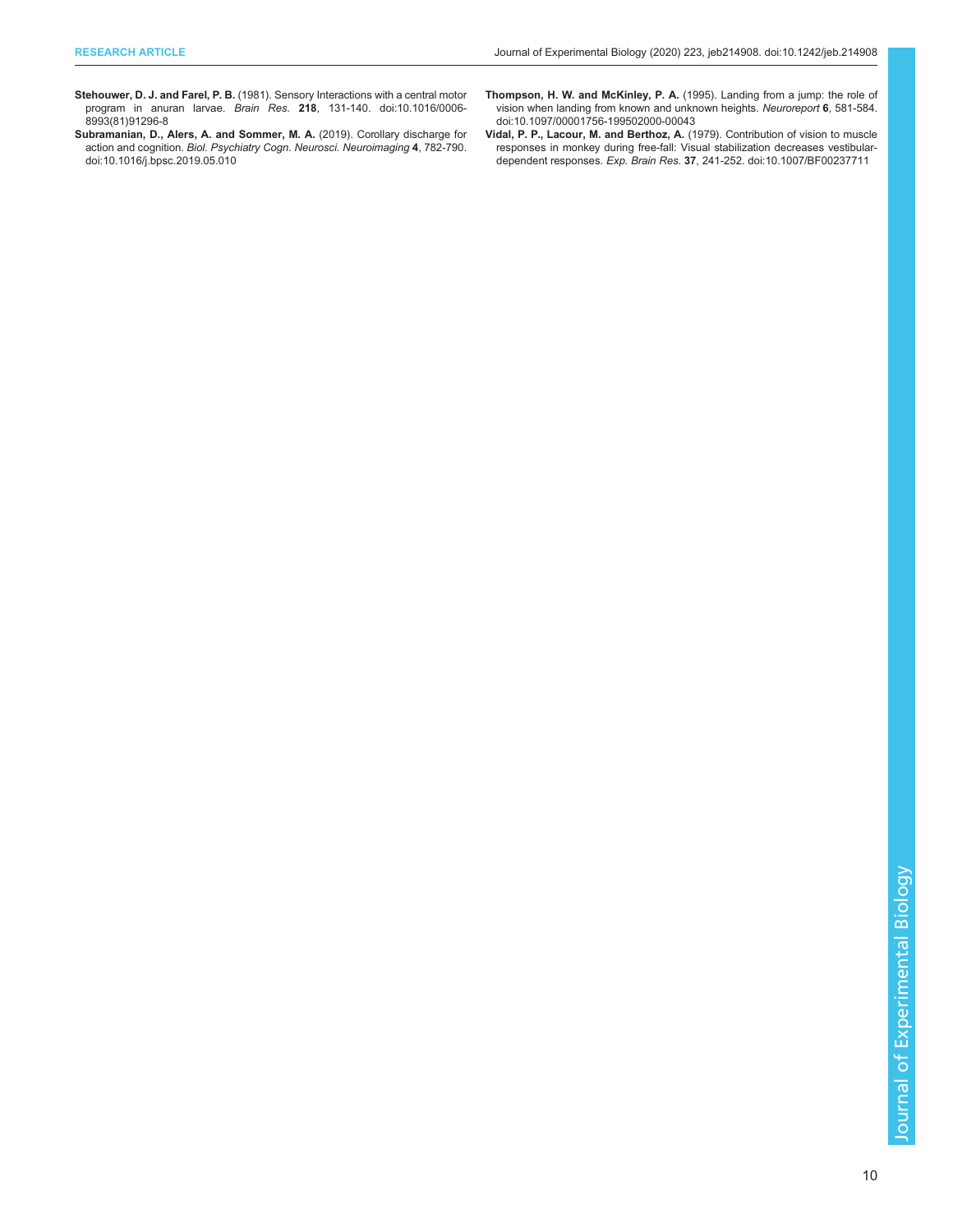**Stehouwer, D. J. and Farel, P. B.** (1981). Sensory Interactions with a central motor program in anuran larvae. *Brain Res.* **218**, 131-140. doi:10.1016/0006-8993(81)91296-8

**Subramanian, D., Alers, A. and Sommer, M. A.** (2019). Corollary discharge for action and cognition. *Biol. Psychiatry Cogn. Neurosci. Neuroimaging* **4**, 782-790. doi:10.1016/j.bpsc.2019.05.010

**Thompson, H. W. and McKinley, P. A.** (1995). Landing from a jump: the role of vision when landing from known and unknown heights. *Neuroreport* **6**, 581-584. doi:10.1097/00001756-199502000-00043

**Vidal, P. P., Lacour, M. and Berthoz, A.** (1979). Contribution of vision to muscle responses in monkey during free-fall: Visual stabilization decreases vestibular-dependent responses. *Exp. Brain Res.* **37**, 241-252. doi:10.1007/BF00237711